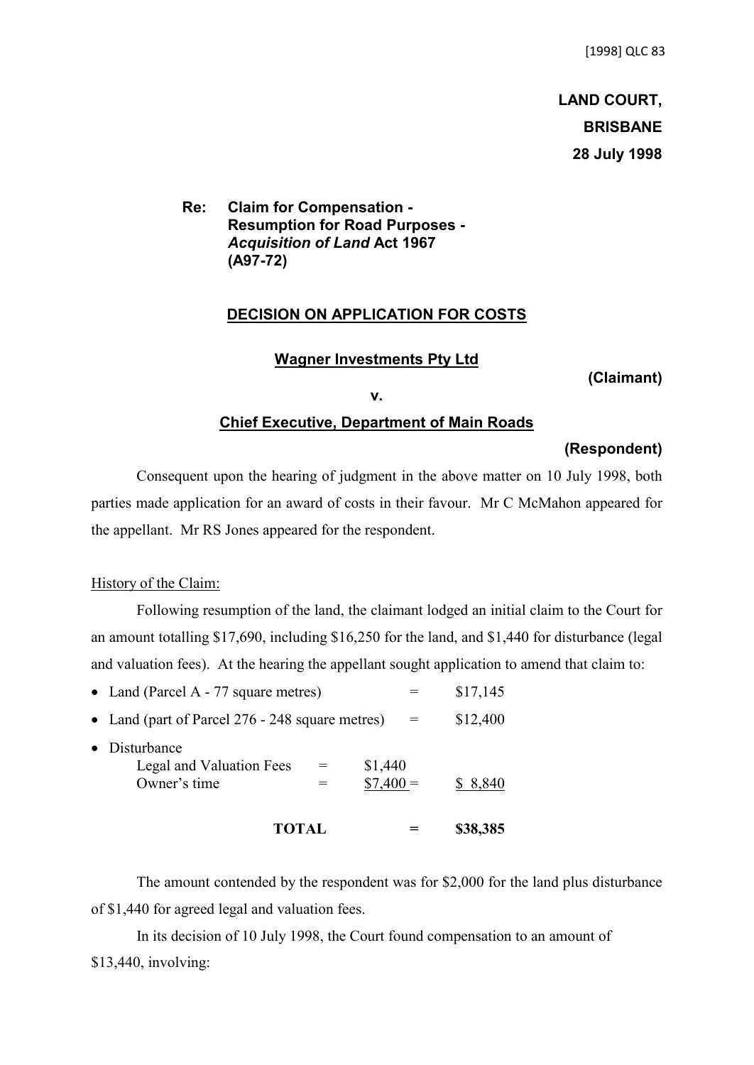[1998] QLC 83

**LAND COURT,**
**BRISBANE**
**28 July 1998**

**Re: Claim for Compensation - Resumption for Road Purposes - *Acquisition of Land* Act 1967 (A97-72)**

**DECISION ON APPLICATION FOR COSTS**

**Wagner Investments Pty Ltd**

**(Claimant)**

**v.**

**Chief Executive, Department of Main Roads**

**(Respondent)**

Consequent upon the hearing of judgment in the above matter on 10 July 1998, both parties made application for an award of costs in their favour. Mr C McMahon appeared for the appellant. Mr RS Jones appeared for the respondent.

History of the Claim:

Following resumption of the land, the claimant lodged an initial claim to the Court for an amount totalling $17,690, including $16,250 for the land, and $1,440 for disturbance (legal and valuation fees). At the hearing the appellant sought application to amend that claim to:

| | | | | |
|---|---|---|---|---|
| • Land (Parcel A - 77 square metres) | | | = | $17,145 |
| • Land (part of Parcel 276 - 248 square metres) | | | = | $12,400 |
| • Disturbance | | | | |
| Legal and Valuation Fees | = | $1,440 | | |
| Owner's time | = | $7,400 | = | $ 8,840 |
| **TOTAL** | | | = | **$38,385** |

The amount contended by the respondent was for $2,000 for the land plus disturbance of $1,440 for agreed legal and valuation fees.

In its decision of 10 July 1998, the Court found compensation to an amount of $13,440, involving: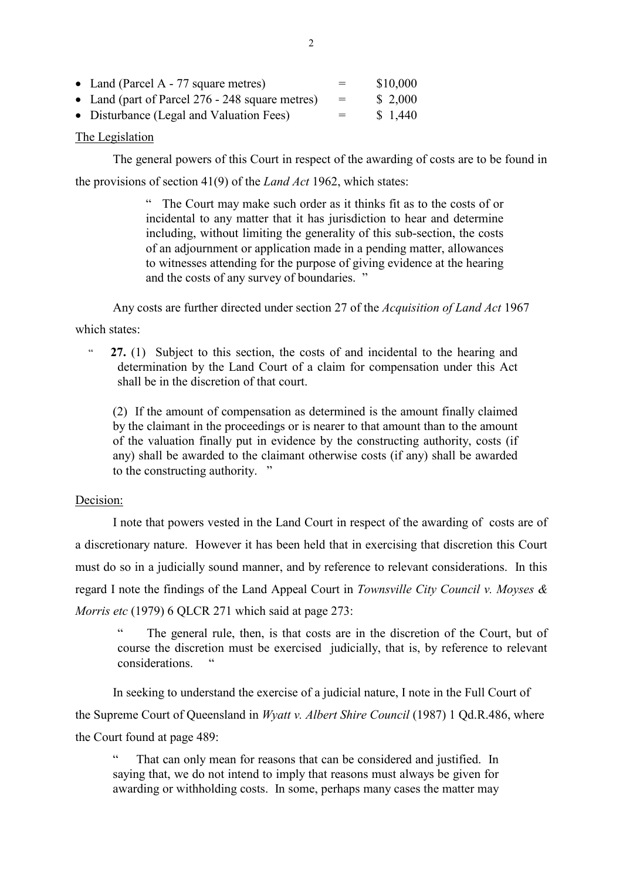- Land (Parcel A - 77 square metres) = $10,000
- Land (part of Parcel 276 - 248 square metres) = $ 2,000
- Disturbance (Legal and Valuation Fees) = $ 1,440

The Legislation

The general powers of this Court in respect of the awarding of costs are to be found in the provisions of section 41(9) of the *Land Act* 1962, which states:

> " The Court may make such order as it thinks fit as to the costs of or incidental to any matter that it has jurisdiction to hear and determine including, without limiting the generality of this sub-section, the costs of an adjournment or application made in a pending matter, allowances to witnesses attending for the purpose of giving evidence at the hearing and the costs of any survey of boundaries. "

Any costs are further directed under section 27 of the *Acquisition of Land Act* 1967 which states:

> " **27.** (1) Subject to this section, the costs of and incidental to the hearing and determination by the Land Court of a claim for compensation under this Act shall be in the discretion of that court.
>
> (2) If the amount of compensation as determined is the amount finally claimed by the claimant in the proceedings or is nearer to that amount than to the amount of the valuation finally put in evidence by the constructing authority, costs (if any) shall be awarded to the claimant otherwise costs (if any) shall be awarded to the constructing authority. "

Decision:

I note that powers vested in the Land Court in respect of the awarding of costs are of a discretionary nature. However it has been held that in exercising that discretion this Court must do so in a judicially sound manner, and by reference to relevant considerations. In this regard I note the findings of the Land Appeal Court in *Townsville City Council v. Moyses & Morris etc* (1979) 6 QLCR 271 which said at page 273:

> " The general rule, then, is that costs are in the discretion of the Court, but of course the discretion must be exercised judicially, that is, by reference to relevant considerations. "

In seeking to understand the exercise of a judicial nature, I note in the Full Court of the Supreme Court of Queensland in *Wyatt v. Albert Shire Council* (1987) 1 Qd.R.486, where the Court found at page 489:

> " That can only mean for reasons that can be considered and justified. In saying that, we do not intend to imply that reasons must always be given for awarding or withholding costs. In some, perhaps many cases the matter may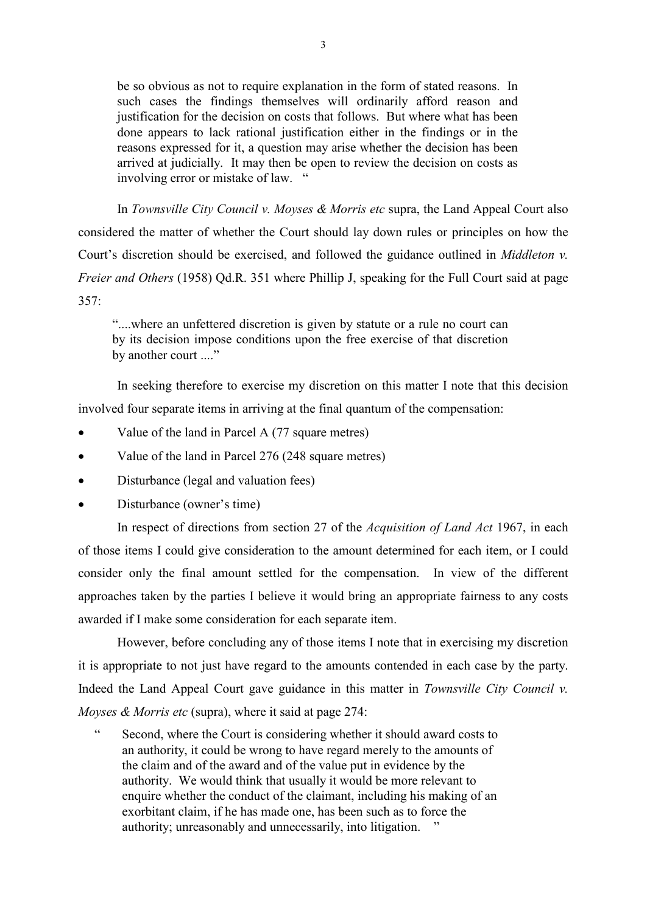> be so obvious as not to require explanation in the form of stated reasons. In such cases the findings themselves will ordinarily afford reason and justification for the decision on costs that follows. But where what has been done appears to lack rational justification either in the findings or in the reasons expressed for it, a question may arise whether the decision has been arrived at judicially. It may then be open to review the decision on costs as involving error or mistake of law. "

In *Townsville City Council v. Moyses & Morris etc* supra, the Land Appeal Court also considered the matter of whether the Court should lay down rules or principles on how the Court's discretion should be exercised, and followed the guidance outlined in *Middleton v. Freier and Others* (1958) Qd.R. 351 where Phillip J, speaking for the Full Court said at page 357:

> "....where an unfettered discretion is given by statute or a rule no court can by its decision impose conditions upon the free exercise of that discretion by another court ...."

In seeking therefore to exercise my discretion on this matter I note that this decision involved four separate items in arriving at the final quantum of the compensation:

- Value of the land in Parcel A (77 square metres)
- Value of the land in Parcel 276 (248 square metres)
- Disturbance (legal and valuation fees)
- Disturbance (owner's time)

In respect of directions from section 27 of the *Acquisition of Land Act* 1967, in each of those items I could give consideration to the amount determined for each item, or I could consider only the final amount settled for the compensation. In view of the different approaches taken by the parties I believe it would bring an appropriate fairness to any costs awarded if I make some consideration for each separate item.

However, before concluding any of those items I note that in exercising my discretion it is appropriate to not just have regard to the amounts contended in each case by the party. Indeed the Land Appeal Court gave guidance in this matter in *Townsville City Council v. Moyses & Morris etc* (supra), where it said at page 274:

> " Second, where the Court is considering whether it should award costs to an authority, it could be wrong to have regard merely to the amounts of the claim and of the award and of the value put in evidence by the authority. We would think that usually it would be more relevant to enquire whether the conduct of the claimant, including his making of an exorbitant claim, if he has made one, has been such as to force the authority; unreasonably and unnecessarily, into litigation. "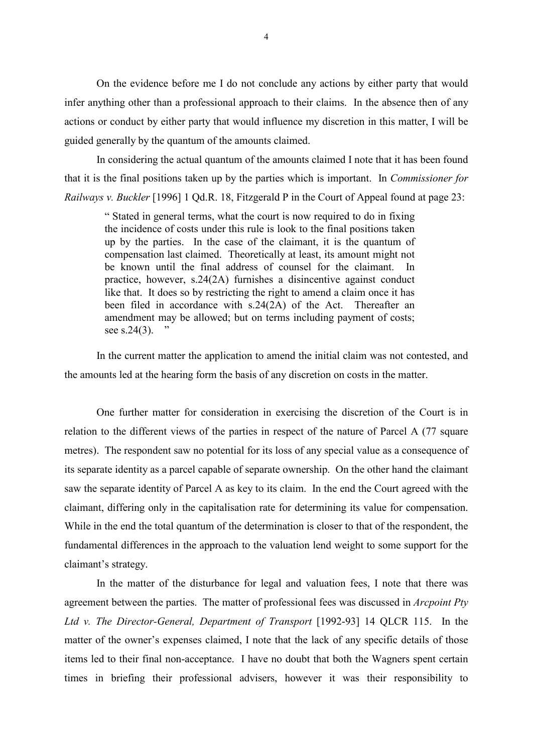On the evidence before me I do not conclude any actions by either party that would infer anything other than a professional approach to their claims. In the absence then of any actions or conduct by either party that would influence my discretion in this matter, I will be guided generally by the quantum of the amounts claimed.

In considering the actual quantum of the amounts claimed I note that it has been found that it is the final positions taken up by the parties which is important. In *Commissioner for Railways v. Buckler* [1996] 1 Qd.R. 18, Fitzgerald P in the Court of Appeal found at page 23:

> " Stated in general terms, what the court is now required to do in fixing the incidence of costs under this rule is look to the final positions taken up by the parties. In the case of the claimant, it is the quantum of compensation last claimed. Theoretically at least, its amount might not be known until the final address of counsel for the claimant. In practice, however, s.24(2A) furnishes a disincentive against conduct like that. It does so by restricting the right to amend a claim once it has been filed in accordance with s.24(2A) of the Act. Thereafter an amendment may be allowed; but on terms including payment of costs; see s.24(3). "

In the current matter the application to amend the initial claim was not contested, and the amounts led at the hearing form the basis of any discretion on costs in the matter.

One further matter for consideration in exercising the discretion of the Court is in relation to the different views of the parties in respect of the nature of Parcel A (77 square metres). The respondent saw no potential for its loss of any special value as a consequence of its separate identity as a parcel capable of separate ownership. On the other hand the claimant saw the separate identity of Parcel A as key to its claim. In the end the Court agreed with the claimant, differing only in the capitalisation rate for determining its value for compensation. While in the end the total quantum of the determination is closer to that of the respondent, the fundamental differences in the approach to the valuation lend weight to some support for the claimant's strategy.

In the matter of the disturbance for legal and valuation fees, I note that there was agreement between the parties. The matter of professional fees was discussed in *Arcpoint Pty Ltd v. The Director-General, Department of Transport* [1992-93] 14 QLCR 115. In the matter of the owner's expenses claimed, I note that the lack of any specific details of those items led to their final non-acceptance. I have no doubt that both the Wagners spent certain times in briefing their professional advisers, however it was their responsibility to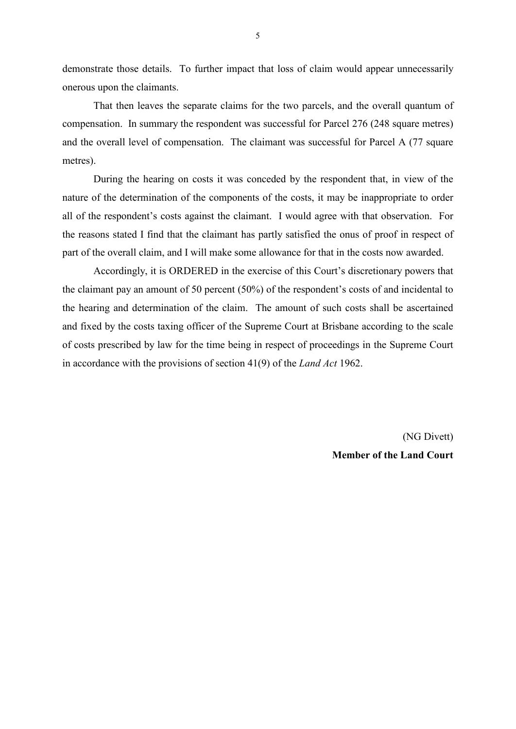demonstrate those details. To further impact that loss of claim would appear unnecessarily onerous upon the claimants.

That then leaves the separate claims for the two parcels, and the overall quantum of compensation. In summary the respondent was successful for Parcel 276 (248 square metres) and the overall level of compensation. The claimant was successful for Parcel A (77 square metres).

During the hearing on costs it was conceded by the respondent that, in view of the nature of the determination of the components of the costs, it may be inappropriate to order all of the respondent's costs against the claimant. I would agree with that observation. For the reasons stated I find that the claimant has partly satisfied the onus of proof in respect of part of the overall claim, and I will make some allowance for that in the costs now awarded.

Accordingly, it is ORDERED in the exercise of this Court's discretionary powers that the claimant pay an amount of 50 percent (50%) of the respondent's costs of and incidental to the hearing and determination of the claim. The amount of such costs shall be ascertained and fixed by the costs taxing officer of the Supreme Court at Brisbane according to the scale of costs prescribed by law for the time being in respect of proceedings in the Supreme Court in accordance with the provisions of section 41(9) of the *Land Act* 1962.

(NG Divett)

**Member of the Land Court**